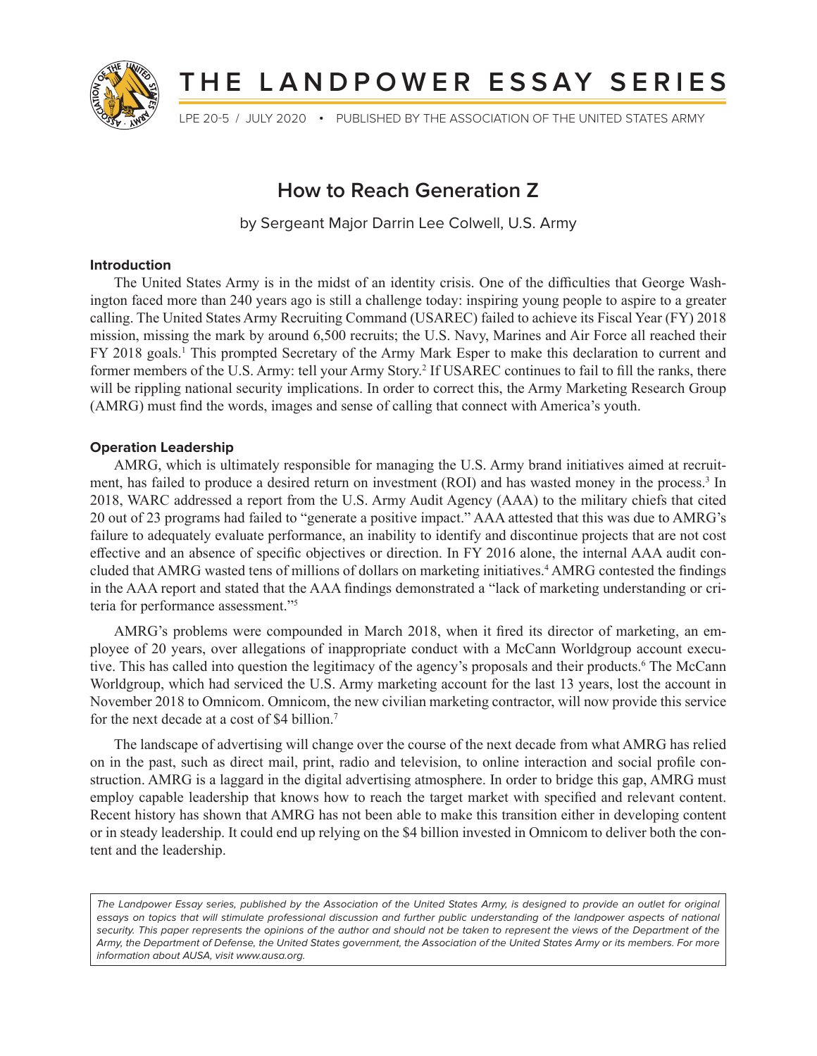# THE LANDPOWER ESSAY SERIES

LPE 20-5 / JULY 2020 • PUBLISHED BY THE ASSOCIATION OF THE UNITED STATES ARMY

## How to Reach Generation Z

by Sergeant Major Darrin Lee Colwell, U.S. Army

### Introduction

The United States Army is in the midst of an identity crisis. One of the difficulties that George Washington faced more than 240 years ago is still a challenge today: inspiring young people to aspire to a greater calling. The United States Army Recruiting Command (USAREC) failed to achieve its Fiscal Year (FY) 2018 mission, missing the mark by around 6,500 recruits; the U.S. Navy, Marines and Air Force all reached their FY 2018 goals.[1] This prompted Secretary of the Army Mark Esper to make this declaration to current and former members of the U.S. Army: tell your Army Story.[2] If USAREC continues to fail to fill the ranks, there will be rippling national security implications. In order to correct this, the Army Marketing Research Group (AMRG) must find the words, images and sense of calling that connect with America's youth.

### Operation Leadership

AMRG, which is ultimately responsible for managing the U.S. Army brand initiatives aimed at recruitment, has failed to produce a desired return on investment (ROI) and has wasted money in the process.[3] In 2018, WARC addressed a report from the U.S. Army Audit Agency (AAA) to the military chiefs that cited 20 out of 23 programs had failed to "generate a positive impact." AAA attested that this was due to AMRG's failure to adequately evaluate performance, an inability to identify and discontinue projects that are not cost effective and an absence of specific objectives or direction. In FY 2016 alone, the internal AAA audit concluded that AMRG wasted tens of millions of dollars on marketing initiatives.[4] AMRG contested the findings in the AAA report and stated that the AAA findings demonstrated a "lack of marketing understanding or criteria for performance assessment."[5]

AMRG's problems were compounded in March 2018, when it fired its director of marketing, an employee of 20 years, over allegations of inappropriate conduct with a McCann Worldgroup account executive. This has called into question the legitimacy of the agency's proposals and their products.[6] The McCann Worldgroup, which had serviced the U.S. Army marketing account for the last 13 years, lost the account in November 2018 to Omnicom. Omnicom, the new civilian marketing contractor, will now provide this service for the next decade at a cost of $4 billion.[7]

The landscape of advertising will change over the course of the next decade from what AMRG has relied on in the past, such as direct mail, print, radio and television, to online interaction and social profile construction. AMRG is a laggard in the digital advertising atmosphere. In order to bridge this gap, AMRG must employ capable leadership that knows how to reach the target market with specified and relevant content. Recent history has shown that AMRG has not been able to make this transition either in developing content or in steady leadership. It could end up relying on the $4 billion invested in Omnicom to deliver both the content and the leadership.

*The Landpower Essay series, published by the Association of the United States Army, is designed to provide an outlet for original essays on topics that will stimulate professional discussion and further public understanding of the landpower aspects of national security. This paper represents the opinions of the author and should not be taken to represent the views of the Department of the Army, the Department of Defense, the United States government, the Association of the United States Army or its members. For more information about AUSA, visit www.ausa.org.*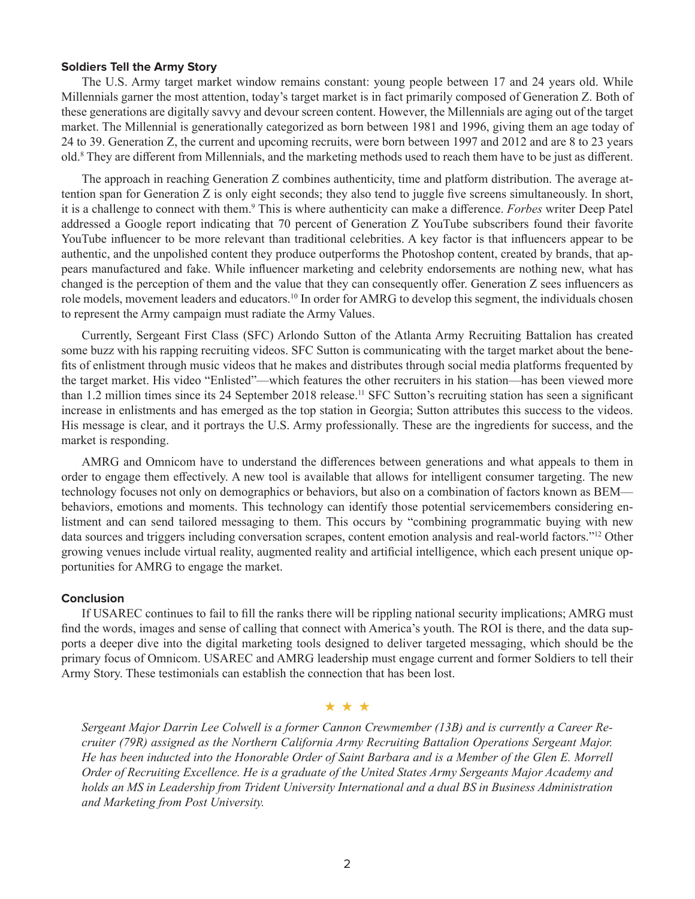## Soldiers Tell the Army Story

The U.S. Army target market window remains constant: young people between 17 and 24 years old. While Millennials garner the most attention, today's target market is in fact primarily composed of Generation Z. Both of these generations are digitally savvy and devour screen content. However, the Millennials are aging out of the target market. The Millennial is generationally categorized as born between 1981 and 1996, giving them an age today of 24 to 39. Generation Z, the current and upcoming recruits, were born between 1997 and 2012 and are 8 to 23 years old.[8] They are different from Millennials, and the marketing methods used to reach them have to be just as different.

The approach in reaching Generation Z combines authenticity, time and platform distribution. The average attention span for Generation Z is only eight seconds; they also tend to juggle five screens simultaneously. In short, it is a challenge to connect with them.[9] This is where authenticity can make a difference. *Forbes* writer Deep Patel addressed a Google report indicating that 70 percent of Generation Z YouTube subscribers found their favorite YouTube influencer to be more relevant than traditional celebrities. A key factor is that influencers appear to be authentic, and the unpolished content they produce outperforms the Photoshop content, created by brands, that appears manufactured and fake. While influencer marketing and celebrity endorsements are nothing new, what has changed is the perception of them and the value that they can consequently offer. Generation Z sees influencers as role models, movement leaders and educators.[10] In order for AMRG to develop this segment, the individuals chosen to represent the Army campaign must radiate the Army Values.

Currently, Sergeant First Class (SFC) Arlondo Sutton of the Atlanta Army Recruiting Battalion has created some buzz with his rapping recruiting videos. SFC Sutton is communicating with the target market about the benefits of enlistment through music videos that he makes and distributes through social media platforms frequented by the target market. His video "Enlisted"—which features the other recruiters in his station—has been viewed more than 1.2 million times since its 24 September 2018 release.[11] SFC Sutton's recruiting station has seen a significant increase in enlistments and has emerged as the top station in Georgia; Sutton attributes this success to the videos. His message is clear, and it portrays the U.S. Army professionally. These are the ingredients for success, and the market is responding.

AMRG and Omnicom have to understand the differences between generations and what appeals to them in order to engage them effectively. A new tool is available that allows for intelligent consumer targeting. The new technology focuses not only on demographics or behaviors, but also on a combination of factors known as BEM—behaviors, emotions and moments. This technology can identify those potential servicemembers considering enlistment and can send tailored messaging to them. This occurs by "combining programmatic buying with new data sources and triggers including conversation scrapes, content emotion analysis and real-world factors."[12] Other growing venues include virtual reality, augmented reality and artificial intelligence, which each present unique opportunities for AMRG to engage the market.

## Conclusion

If USAREC continues to fail to fill the ranks there will be rippling national security implications; AMRG must find the words, images and sense of calling that connect with America's youth. The ROI is there, and the data supports a deeper dive into the digital marketing tools designed to deliver targeted messaging, which should be the primary focus of Omnicom. USAREC and AMRG leadership must engage current and former Soldiers to tell their Army Story. These testimonials can establish the connection that has been lost.

★ ★ ★

*Sergeant Major Darrin Lee Colwell is a former Cannon Crewmember (13B) and is currently a Career Recruiter (79R) assigned as the Northern California Army Recruiting Battalion Operations Sergeant Major. He has been inducted into the Honorable Order of Saint Barbara and is a Member of the Glen E. Morrell Order of Recruiting Excellence. He is a graduate of the United States Army Sergeants Major Academy and holds an MS in Leadership from Trident University International and a dual BS in Business Administration and Marketing from Post University.*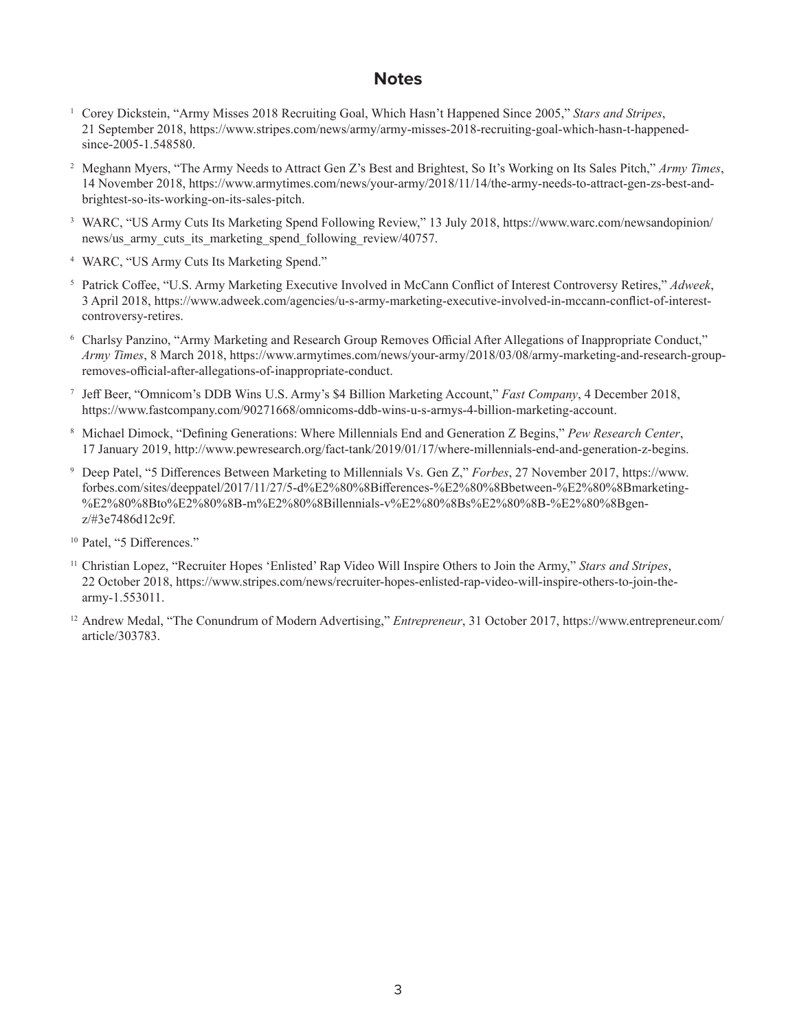## Notes

1. Corey Dickstein, "Army Misses 2018 Recruiting Goal, Which Hasn't Happened Since 2005," *Stars and Stripes*, 21 September 2018, https://www.stripes.com/news/army/army-misses-2018-recruiting-goal-which-hasn-t-happened-since-2005-1.548580.

2. Meghann Myers, "The Army Needs to Attract Gen Z's Best and Brightest, So It's Working on Its Sales Pitch," *Army Times*, 14 November 2018, https://www.armytimes.com/news/your-army/2018/11/14/the-army-needs-to-attract-gen-zs-best-and-brightest-so-its-working-on-its-sales-pitch.

3. WARC, "US Army Cuts Its Marketing Spend Following Review," 13 July 2018, https://www.warc.com/newsandopinion/news/us_army_cuts_its_marketing_spend_following_review/40757.

4. WARC, "US Army Cuts Its Marketing Spend."

5. Patrick Coffee, "U.S. Army Marketing Executive Involved in McCann Conflict of Interest Controversy Retires," *Adweek*, 3 April 2018, https://www.adweek.com/agencies/u-s-army-marketing-executive-involved-in-mccann-conflict-of-interest-controversy-retires.

6. Charlsy Panzino, "Army Marketing and Research Group Removes Official After Allegations of Inappropriate Conduct," *Army Times*, 8 March 2018, https://www.armytimes.com/news/your-army/2018/03/08/army-marketing-and-research-group-removes-official-after-allegations-of-inappropriate-conduct.

7. Jeff Beer, "Omnicom's DDB Wins U.S. Army's $4 Billion Marketing Account," *Fast Company*, 4 December 2018, https://www.fastcompany.com/90271668/omnicoms-ddb-wins-u-s-armys-4-billion-marketing-account.

8. Michael Dimock, "Defining Generations: Where Millennials End and Generation Z Begins," *Pew Research Center*, 17 January 2019, http://www.pewresearch.org/fact-tank/2019/01/17/where-millennials-end-and-generation-z-begins.

9. Deep Patel, "5 Differences Between Marketing to Millennials Vs. Gen Z," *Forbes*, 27 November 2017, https://www.forbes.com/sites/deeppatel/2017/11/27/5-d%E2%80%8Bifferences-%E2%80%8Bbetween-%E2%80%8Bmarketing-%E2%80%8Bto%E2%80%8B-m%E2%80%8Billennials-v%E2%80%8Bs%E2%80%8B-%E2%80%8Bgen-z/#3e7486d12c9f.

10. Patel, "5 Differences."

11. Christian Lopez, "Recruiter Hopes 'Enlisted' Rap Video Will Inspire Others to Join the Army," *Stars and Stripes*, 22 October 2018, https://www.stripes.com/news/recruiter-hopes-enlisted-rap-video-will-inspire-others-to-join-the-army-1.553011.

12. Andrew Medal, "The Conundrum of Modern Advertising," *Entrepreneur*, 31 October 2017, https://www.entrepreneur.com/article/303783.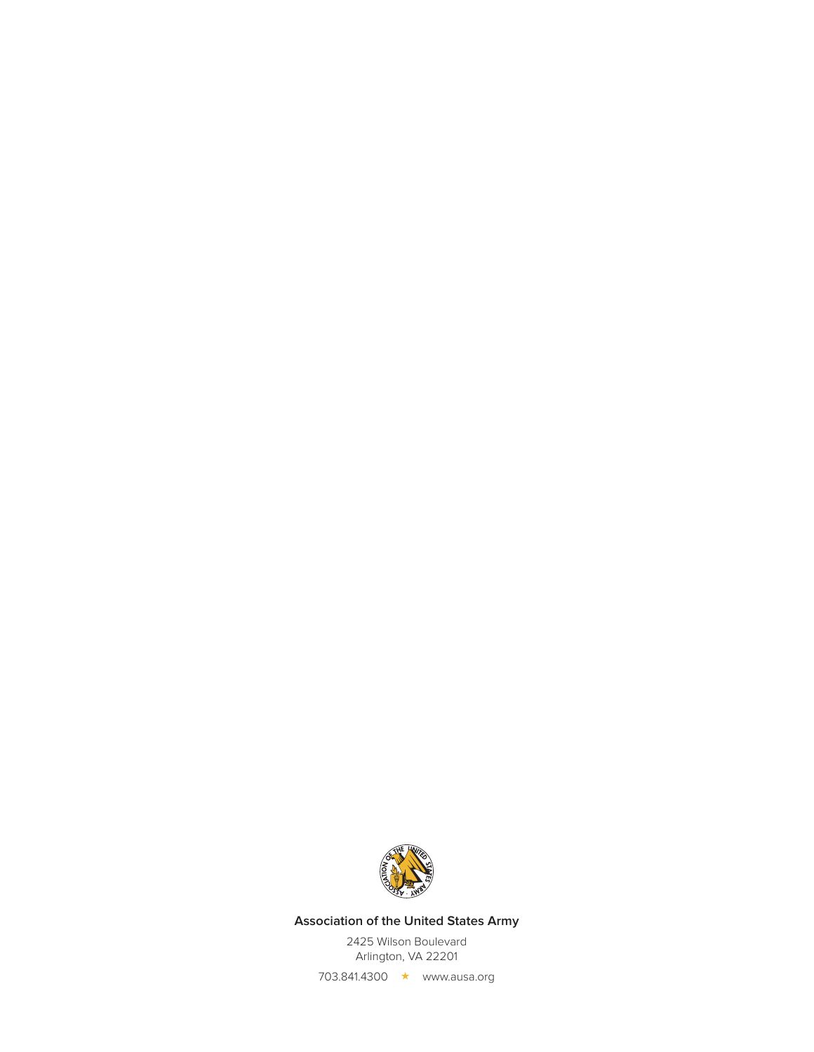**Association of the United States Army**

2425 Wilson Boulevard
Arlington, VA 22201

703.841.4300 ★ www.ausa.org